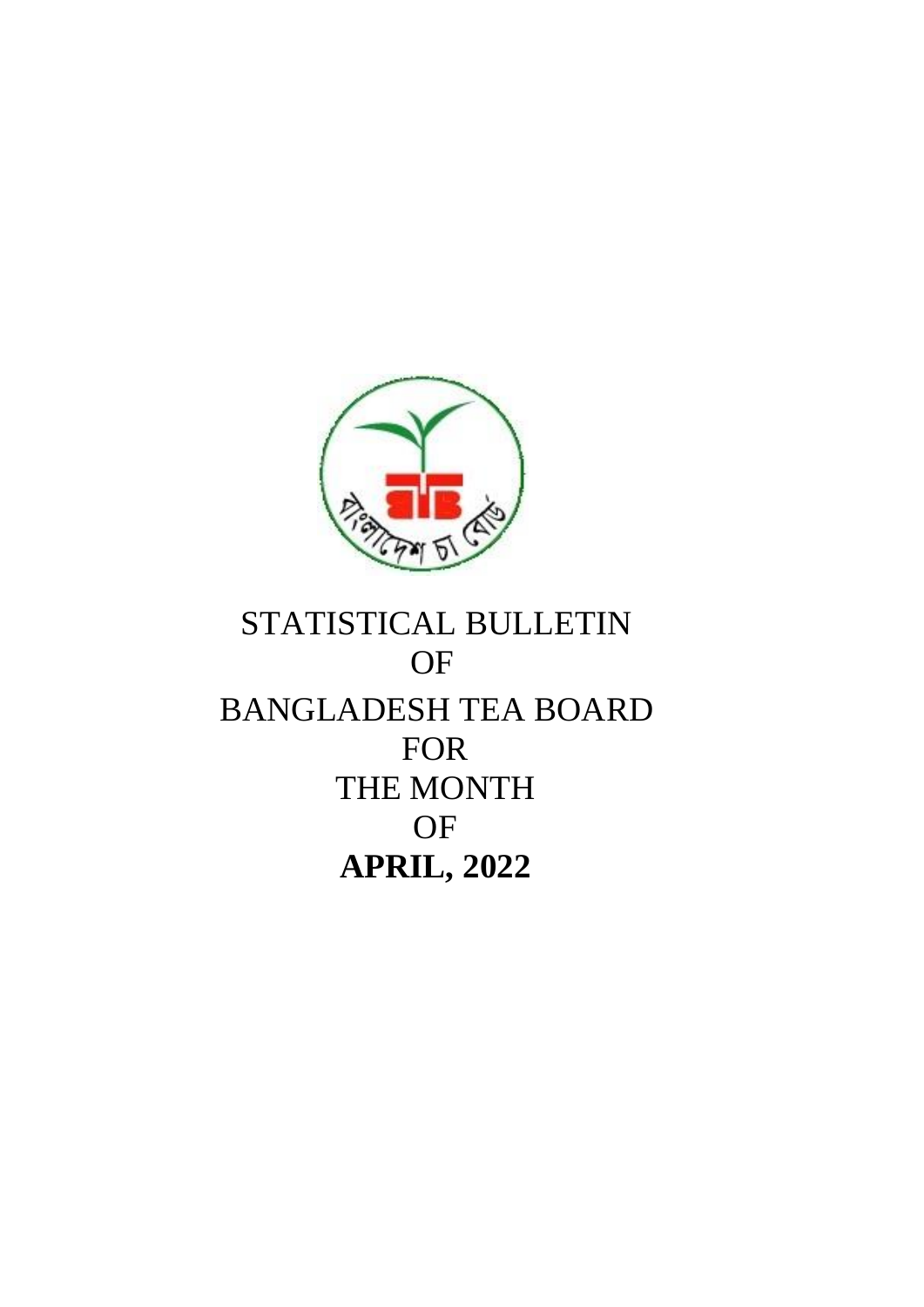# STATISTICAL BULLETIN OF BANGLADESH TEA BOARD FOR THE MONTH OF **APRIL, 2022**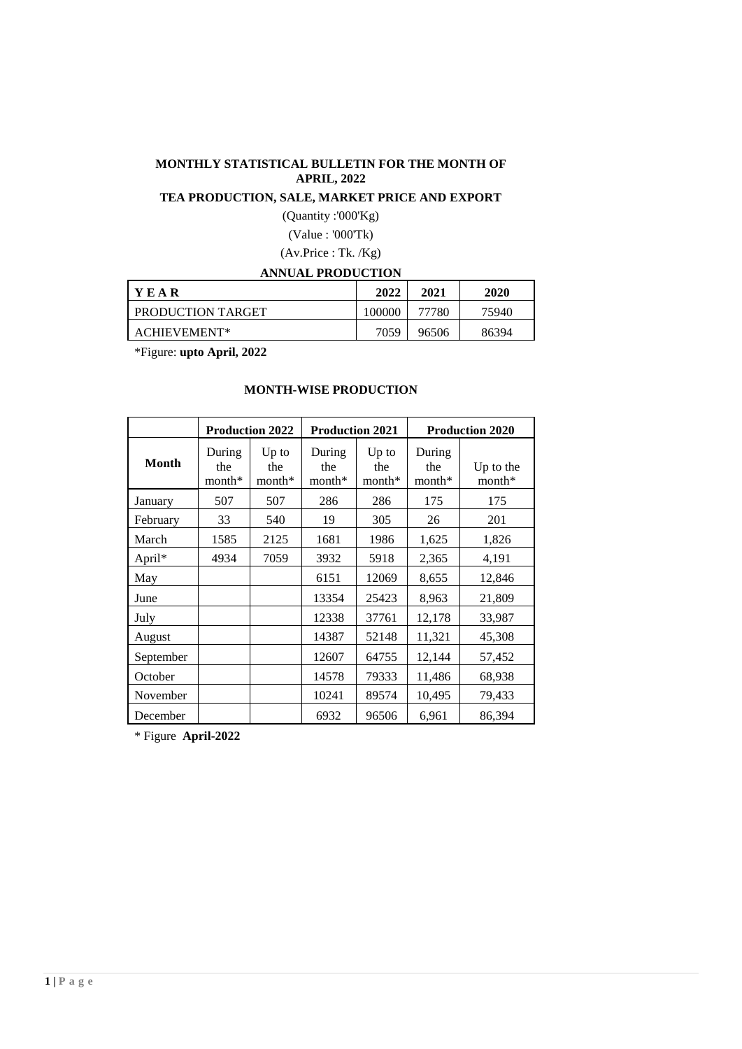**MONTHLY STATISTICAL BULLETIN FOR THE MONTH OF APRIL, 2022**

**TEA PRODUCTION, SALE, MARKET PRICE AND EXPORT**

(Quantity :'000'Kg)

(Value : '000'Tk)

(Av.Price : Tk. /Kg)

**ANNUAL PRODUCTION**

| **Y E A R** | **2022** | **2021** | **2020** |
|---|---|---|---|
| PRODUCTION TARGET | 100000 | 77780 | 75940 |
| ACHIEVEMENT* | 7059 | 96506 | 86394 |

*Figure: **upto April, 2022**

**MONTH-WISE PRODUCTION**

| | **Production 2022** | | **Production 2021** | | **Production 2020** | |
|---|---|---|---|---|---|---|
| **Month** | During the month* | Up to the month* | During the month* | Up to the month* | During the month* | Up to the month* |
| January | 507 | 507 | 286 | 286 | 175 | 175 |
| February | 33 | 540 | 19 | 305 | 26 | 201 |
| March | 1585 | 2125 | 1681 | 1986 | 1,625 | 1,826 |
| April* | 4934 | 7059 | 3932 | 5918 | 2,365 | 4,191 |
| May | | | 6151 | 12069 | 8,655 | 12,846 |
| June | | | 13354 | 25423 | 8,963 | 21,809 |
| July | | | 12338 | 37761 | 12,178 | 33,987 |
| August | | | 14387 | 52148 | 11,321 | 45,308 |
| September | | | 12607 | 64755 | 12,144 | 57,452 |
| October | | | 14578 | 79333 | 11,486 | 68,938 |
| November | | | 10241 | 89574 | 10,495 | 79,433 |
| December | | | 6932 | 96506 | 6,961 | 86,394 |

* Figure **April-2022**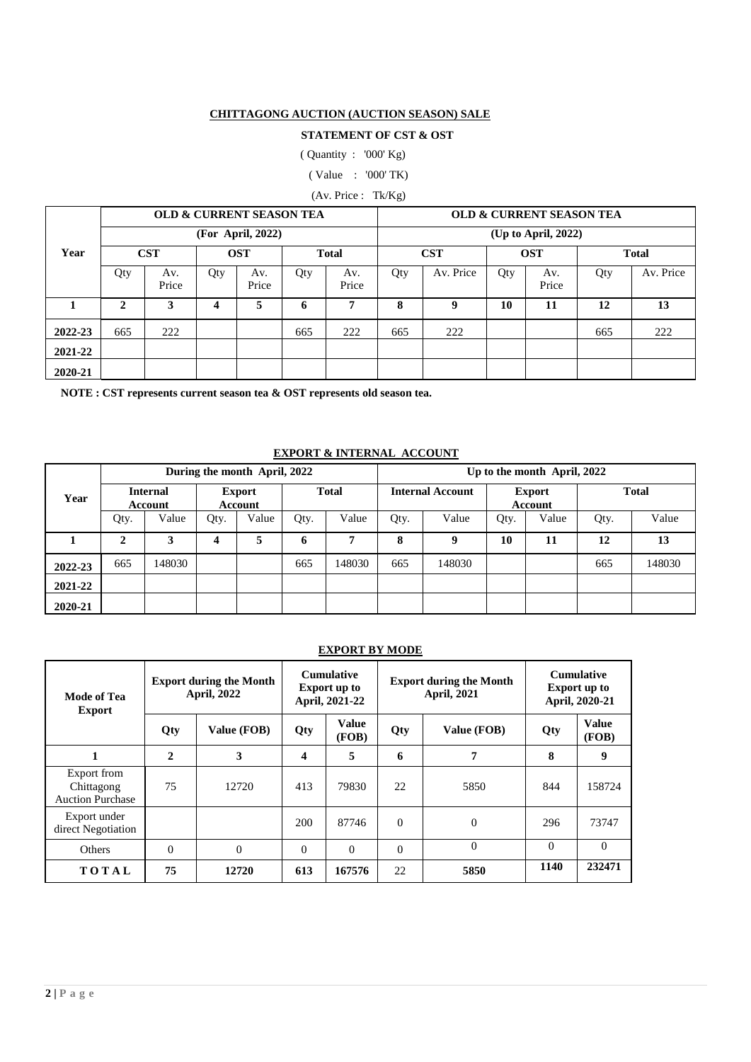**CHITTAGONG AUCTION (AUCTION SEASON) SALE**

**STATEMENT OF CST & OST**

( Quantity : '000' Kg)

( Value : '000' TK)

(Av. Price : Tk/Kg)

| Year | OLD & CURRENT SEASON TEA (For April, 2022) | | | | | | OLD & CURRENT SEASON TEA (Up to April, 2022) | | | | | |
|---|---|---|---|---|---|---|---|---|---|---|---|---|
| | CST | | OST | | Total | | CST | | OST | | Total | |
| | Qty | Av. Price | Qty | Av. Price | Qty | Av. Price | Qty | Av. Price | Qty | Av. Price | Qty | Av. Price |
| 1 | 2 | 3 | 4 | 5 | 6 | 7 | 8 | 9 | 10 | 11 | 12 | 13 |
| 2022-23 | 665 | 222 | | | 665 | 222 | 665 | 222 | | | 665 | 222 |
| 2021-22 | | | | | | | | | | | | |
| 2020-21 | | | | | | | | | | | | |

**NOTE : CST represents current season tea & OST represents old season tea.**

**EXPORT & INTERNAL ACCOUNT**

| Year | During the month April, 2022 | | | | | | Up to the month April, 2022 | | | | | |
|---|---|---|---|---|---|---|---|---|---|---|---|---|
| | Internal Account | | Export Account | | Total | | Internal Account | | Export Account | | Total | |
| | Qty. | Value | Qty. | Value | Qty. | Value | Qty. | Value | Qty. | Value | Qty. | Value |
| 1 | 2 | 3 | 4 | 5 | 6 | 7 | 8 | 9 | 10 | 11 | 12 | 13 |
| 2022-23 | 665 | 148030 | | | 665 | 148030 | 665 | 148030 | | | 665 | 148030 |
| 2021-22 | | | | | | | | | | | | |
| 2020-21 | | | | | | | | | | | | |

**EXPORT BY MODE**

| Mode of Tea Export | Export during the Month April, 2022 | | Cumulative Export up to April, 2021-22 | | Export during the Month April, 2021 | | Cumulative Export up to April, 2020-21 | |
|---|---|---|---|---|---|---|---|---|
| | Qty | Value (FOB) | Qty | Value (FOB) | Qty | Value (FOB) | Qty | Value (FOB) |
| 1 | 2 | 3 | 4 | 5 | 6 | 7 | 8 | 9 |
| Export from Chittagong Auction Purchase | 75 | 12720 | 413 | 79830 | 22 | 5850 | 844 | 158724 |
| Export under direct Negotiation | | | 200 | 87746 | 0 | 0 | 296 | 73747 |
| Others | 0 | 0 | 0 | 0 | 0 | 0 | 0 | 0 |
| **TOTAL** | **75** | **12720** | **613** | **167576** | 22 | **5850** | **1140** | **232471** |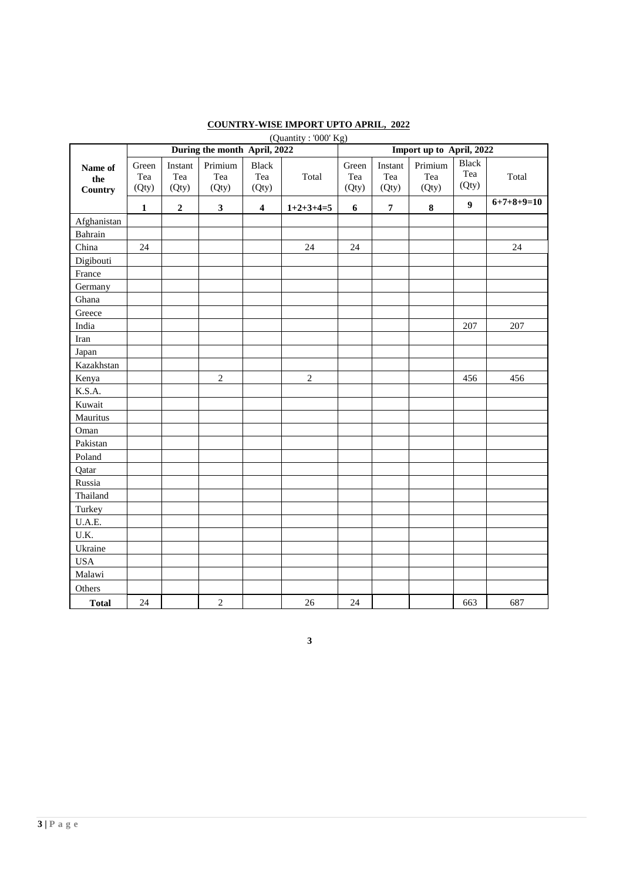## COUNTRY-WISE IMPORT UPTO APRIL, 2022

(Quantity : '000' Kg)

| Name of the Country | During the month April, 2022 | | | | | Import up to April, 2022 | | | | |
|---|---|---|---|---|---|---|---|---|---|---|
| | Green Tea (Qty) | Instant Tea (Qty) | Primium Tea (Qty) | Black Tea (Qty) | Total | Green Tea (Qty) | Instant Tea (Qty) | Primium Tea (Qty) | Black Tea (Qty) | Total |
| | **1** | **2** | **3** | **4** | **1+2+3+4=5** | **6** | **7** | **8** | **9** | **6+7+8+9=10** |
| Afghanistan | | | | | | | | | | |
| Bahrain | | | | | | | | | | |
| China | 24 | | | | 24 | 24 | | | | 24 |
| Digibouti | | | | | | | | | | |
| France | | | | | | | | | | |
| Germany | | | | | | | | | | |
| Ghana | | | | | | | | | | |
| Greece | | | | | | | | | | |
| India | | | | | | | | | 207 | 207 |
| Iran | | | | | | | | | | |
| Japan | | | | | | | | | | |
| Kazakhstan | | | | | | | | | | |
| Kenya | | | 2 | | 2 | | | | 456 | 456 |
| K.S.A. | | | | | | | | | | |
| Kuwait | | | | | | | | | | |
| Mauritus | | | | | | | | | | |
| Oman | | | | | | | | | | |
| Pakistan | | | | | | | | | | |
| Poland | | | | | | | | | | |
| Qatar | | | | | | | | | | |
| Russia | | | | | | | | | | |
| Thailand | | | | | | | | | | |
| Turkey | | | | | | | | | | |
| U.A.E. | | | | | | | | | | |
| U.K. | | | | | | | | | | |
| Ukraine | | | | | | | | | | |
| USA | | | | | | | | | | |
| Malawi | | | | | | | | | | |
| Others | | | | | | | | | | |
| **Total** | 24 | | 2 | | 26 | 24 | | | 663 | 687 |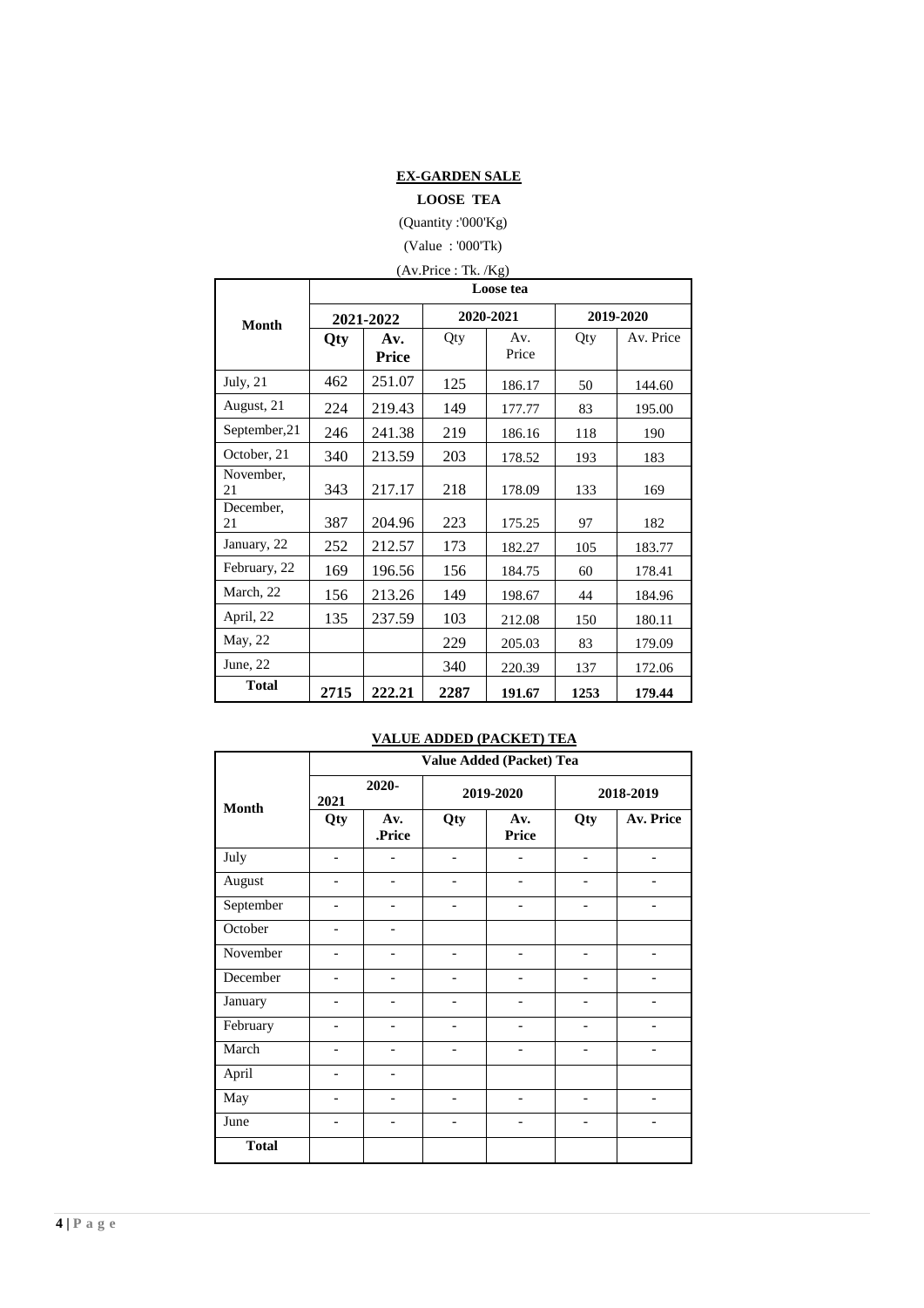**EX-GARDEN SALE**

**LOOSE TEA**

(Quantity :'000'Kg)

(Value : '000'Tk)

(Av.Price : Tk. /Kg)

| Month | Loose tea | | | | | |
|---|---|---|---|---|---|---|
| | 2021-2022 | | 2020-2021 | | 2019-2020 | |
| | Qty | Av. Price | Qty | Av. Price | Qty | Av. Price |
| July, 21 | 462 | 251.07 | 125 | 186.17 | 50 | 144.60 |
| August, 21 | 224 | 219.43 | 149 | 177.77 | 83 | 195.00 |
| September,21 | 246 | 241.38 | 219 | 186.16 | 118 | 190 |
| October, 21 | 340 | 213.59 | 203 | 178.52 | 193 | 183 |
| November, 21 | 343 | 217.17 | 218 | 178.09 | 133 | 169 |
| December, 21 | 387 | 204.96 | 223 | 175.25 | 97 | 182 |
| January, 22 | 252 | 212.57 | 173 | 182.27 | 105 | 183.77 |
| February, 22 | 169 | 196.56 | 156 | 184.75 | 60 | 178.41 |
| March, 22 | 156 | 213.26 | 149 | 198.67 | 44 | 184.96 |
| April, 22 | 135 | 237.59 | 103 | 212.08 | 150 | 180.11 |
| May, 22 | | | 229 | 205.03 | 83 | 179.09 |
| June, 22 | | | 340 | 220.39 | 137 | 172.06 |
| **Total** | **2715** | **222.21** | **2287** | **191.67** | **1253** | **179.44** |

**VALUE ADDED (PACKET) TEA**

| Month | Value Added (Packet) Tea | | | | | |
|---|---|---|---|---|---|---|
| | 2020-2021 | | 2019-2020 | | 2018-2019 | |
| | Qty | Av. .Price | Qty | Av. Price | Qty | Av. Price |
| July | - | - | - | - | - | - |
| August | - | - | - | - | - | - |
| September | - | - | - | - | - | - |
| October | - | - | | | | |
| November | - | - | - | - | - | - |
| December | - | - | - | - | - | - |
| January | - | - | - | - | - | - |
| February | - | - | - | - | - | - |
| March | - | - | - | - | - | - |
| April | - | - | | | | |
| May | - | - | - | - | - | - |
| June | - | - | - | - | - | - |
| **Total** | | | | | | |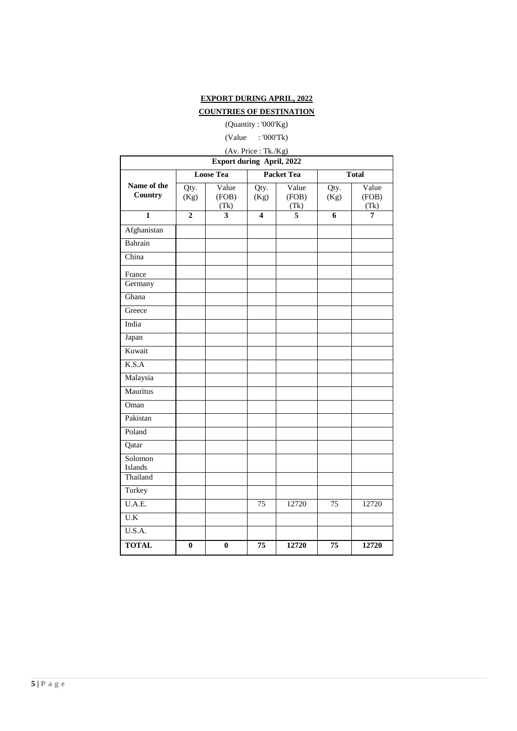**EXPORT DURING APRIL, 2022**

**COUNTRIES OF DESTINATION**

(Quantity : '000'Kg)

(Value : '000'Tk)

(Av. Price : Tk./Kg)

| **Export during April, 2022** | | | | | | |
|---|---|---|---|---|---|---|
| | **Loose Tea** | | **Packet Tea** | | **Total** | |
| **Name of the Country** | Qty. (Kg) | Value (FOB) (Tk) | Qty. (Kg) | Value (FOB) (Tk) | Qty. (Kg) | Value (FOB) (Tk) |
| **1** | **2** | **3** | **4** | **5** | **6** | **7** |
| Afghanistan | | | | | | |
| Bahrain | | | | | | |
| China | | | | | | |
| France | | | | | | |
| Germany | | | | | | |
| Ghana | | | | | | |
| Greece | | | | | | |
| India | | | | | | |
| Japan | | | | | | |
| Kuwait | | | | | | |
| K.S.A | | | | | | |
| Malaysia | | | | | | |
| Mauritus | | | | | | |
| Oman | | | | | | |
| Pakistan | | | | | | |
| Poland | | | | | | |
| Qatar | | | | | | |
| Solomon Islands | | | | | | |
| Thailand | | | | | | |
| Turkey | | | | | | |
| U.A.E. | | | 75 | 12720 | 75 | 12720 |
| U.K | | | | | | |
| U.S.A. | | | | | | |
| **TOTAL** | **0** | **0** | **75** | **12720** | **75** | **12720** |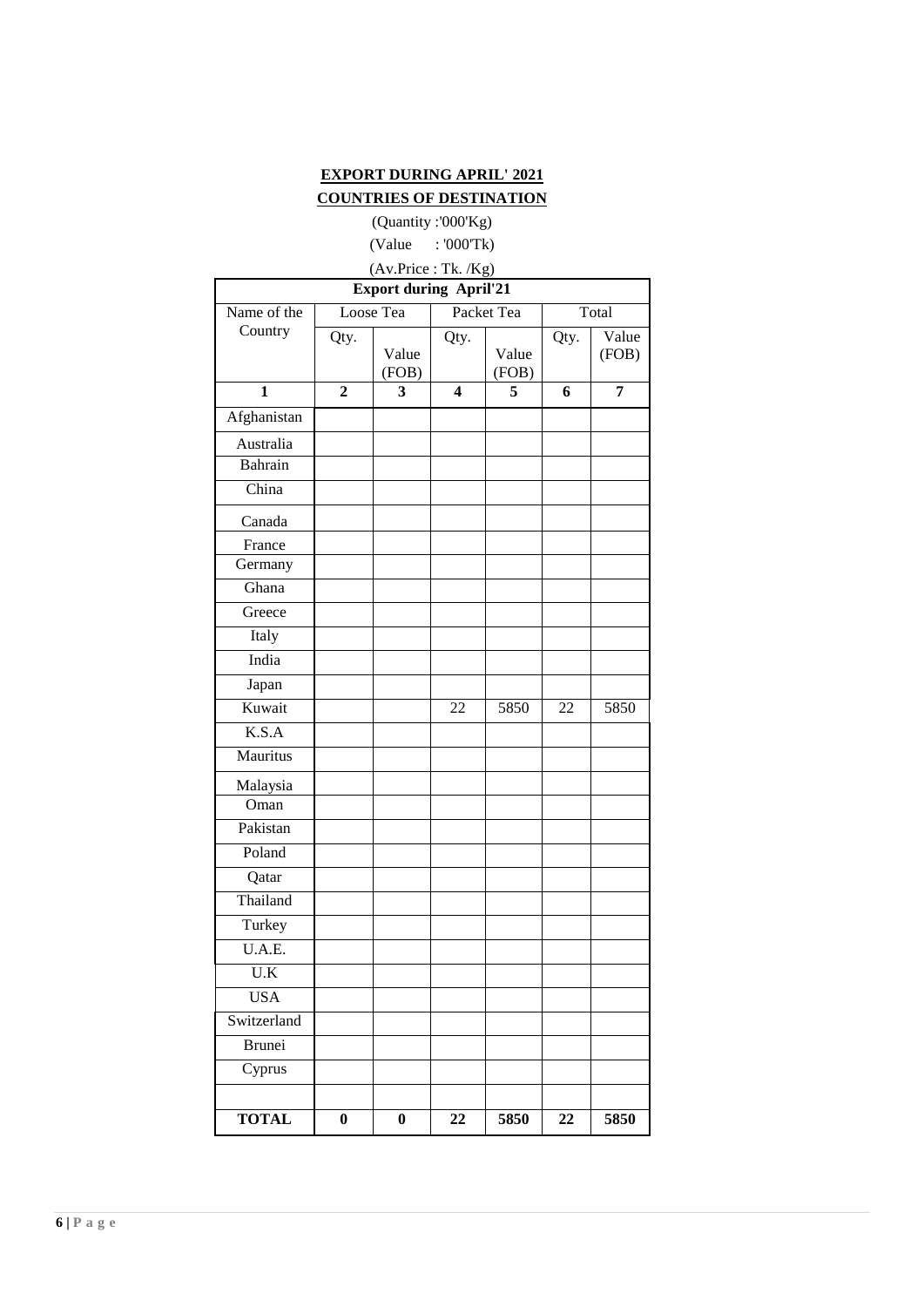**EXPORT DURING APRIL' 2021**

**COUNTRIES OF DESTINATION**

(Quantity :'000'Kg)

(Value : '000'Tk)

(Av.Price : Tk. /Kg)

| **Export during April'21** | | | | | | |
|---|---|---|---|---|---|---|
| Name of the Country | Loose Tea | | Packet Tea | | Total | |
| | Qty. | Value (FOB) | Qty. | Value (FOB) | Qty. | Value (FOB) |
| **1** | **2** | **3** | **4** | **5** | **6** | **7** |
| Afghanistan | | | | | | |
| Australia | | | | | | |
| Bahrain | | | | | | |
| China | | | | | | |
| Canada | | | | | | |
| France | | | | | | |
| Germany | | | | | | |
| Ghana | | | | | | |
| Greece | | | | | | |
| Italy | | | | | | |
| India | | | | | | |
| Japan | | | | | | |
| Kuwait | | | 22 | 5850 | 22 | 5850 |
| K.S.A | | | | | | |
| Mauritus | | | | | | |
| Malaysia | | | | | | |
| Oman | | | | | | |
| Pakistan | | | | | | |
| Poland | | | | | | |
| Qatar | | | | | | |
| Thailand | | | | | | |
| Turkey | | | | | | |
| U.A.E. | | | | | | |
| U.K | | | | | | |
| USA | | | | | | |
| Switzerland | | | | | | |
| Brunei | | | | | | |
| Cyprus | | | | | | |
| | | | | | | |
| **TOTAL** | **0** | **0** | **22** | **5850** | **22** | **5850** |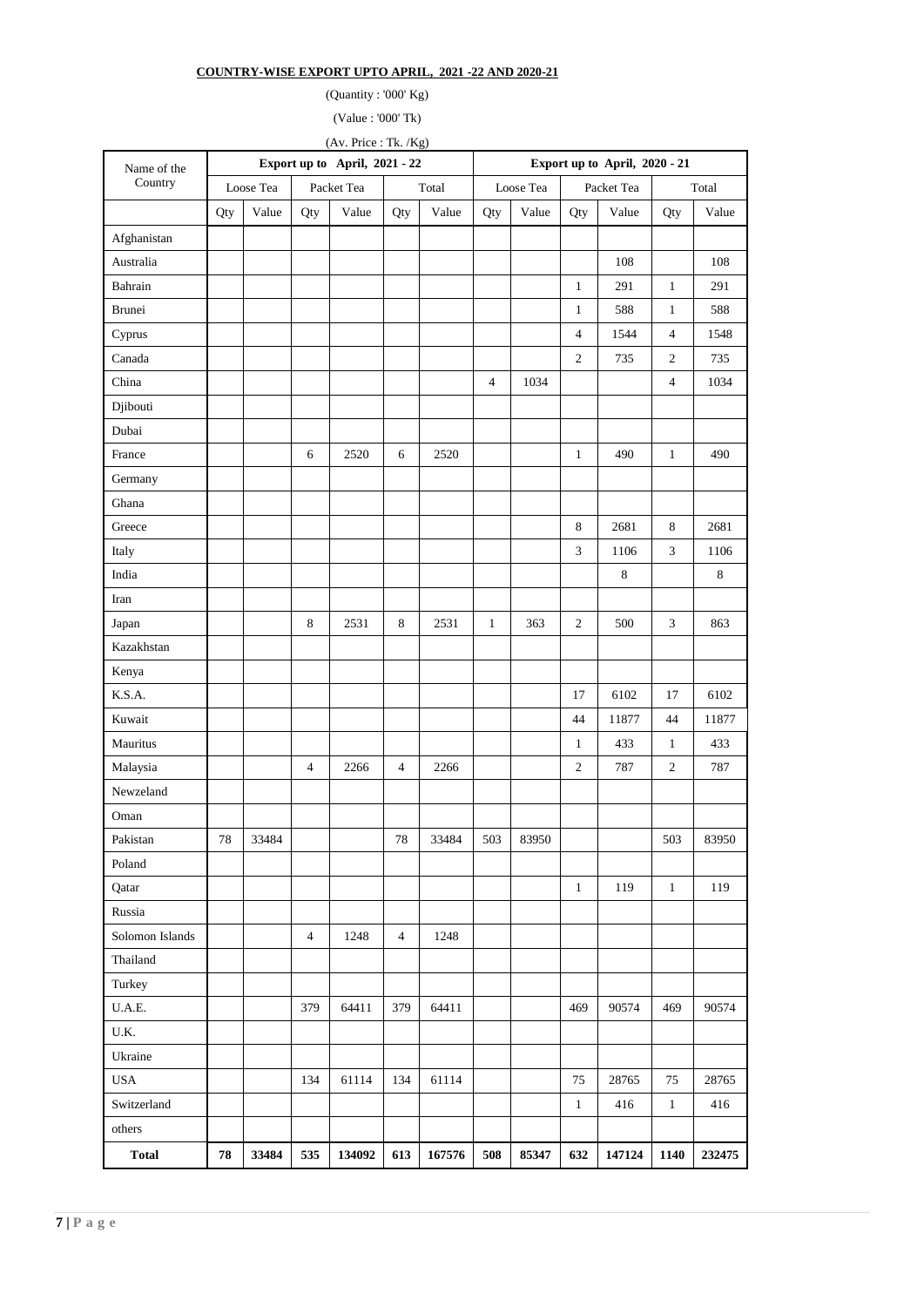**COUNTRY-WISE EXPORT UPTO APRIL, 2021 -22 AND 2020-21**

(Quantity : '000' Kg)

(Value : '000' Tk)

(Av. Price : Tk. /Kg)

| Name of the Country | Export up to April, 2021 - 22 | | | | | | Export up to April, 2020 - 21 | | | | | |
|---|---|---|---|---|---|---|---|---|---|---|---|---|
| | Loose Tea | | Packet Tea | | Total | | Loose Tea | | Packet Tea | | Total | |
| | Qty | Value | Qty | Value | Qty | Value | Qty | Value | Qty | Value | Qty | Value |
| Afghanistan | | | | | | | | | | | | |
| Australia | | | | | | | | | | 108 | | 108 |
| Bahrain | | | | | | | | | 1 | 291 | 1 | 291 |
| Brunei | | | | | | | | | 1 | 588 | 1 | 588 |
| Cyprus | | | | | | | | | 4 | 1544 | 4 | 1548 |
| Canada | | | | | | | | | 2 | 735 | 2 | 735 |
| China | | | | | | | 4 | 1034 | | | 4 | 1034 |
| Djibouti | | | | | | | | | | | | |
| Dubai | | | | | | | | | | | | |
| France | | | 6 | 2520 | 6 | 2520 | | | 1 | 490 | 1 | 490 |
| Germany | | | | | | | | | | | | |
| Ghana | | | | | | | | | | | | |
| Greece | | | | | | | | | 8 | 2681 | 8 | 2681 |
| Italy | | | | | | | | | 3 | 1106 | 3 | 1106 |
| India | | | | | | | | | | 8 | | 8 |
| Iran | | | | | | | | | | | | |
| Japan | | | 8 | 2531 | 8 | 2531 | 1 | 363 | 2 | 500 | 3 | 863 |
| Kazakhstan | | | | | | | | | | | | |
| Kenya | | | | | | | | | | | | |
| K.S.A. | | | | | | | | | 17 | 6102 | 17 | 6102 |
| Kuwait | | | | | | | | | 44 | 11877 | 44 | 11877 |
| Mauritus | | | | | | | | | 1 | 433 | 1 | 433 |
| Malaysia | | | 4 | 2266 | 4 | 2266 | | | 2 | 787 | 2 | 787 |
| Newzeland | | | | | | | | | | | | |
| Oman | | | | | | | | | | | | |
| Pakistan | 78 | 33484 | | | 78 | 33484 | 503 | 83950 | | | 503 | 83950 |
| Poland | | | | | | | | | | | | |
| Qatar | | | | | | | | | 1 | 119 | 1 | 119 |
| Russia | | | | | | | | | | | | |
| Solomon Islands | | | 4 | 1248 | 4 | 1248 | | | | | | |
| Thailand | | | | | | | | | | | | |
| Turkey | | | | | | | | | | | | |
| U.A.E. | | | 379 | 64411 | 379 | 64411 | | | 469 | 90574 | 469 | 90574 |
| U.K. | | | | | | | | | | | | |
| Ukraine | | | | | | | | | | | | |
| USA | | | 134 | 61114 | 134 | 61114 | | | 75 | 28765 | 75 | 28765 |
| Switzerland | | | | | | | | | 1 | 416 | 1 | 416 |
| others | | | | | | | | | | | | |
| **Total** | **78** | **33484** | **535** | **134092** | **613** | **167576** | **508** | **85347** | **632** | **147124** | **1140** | **232475** |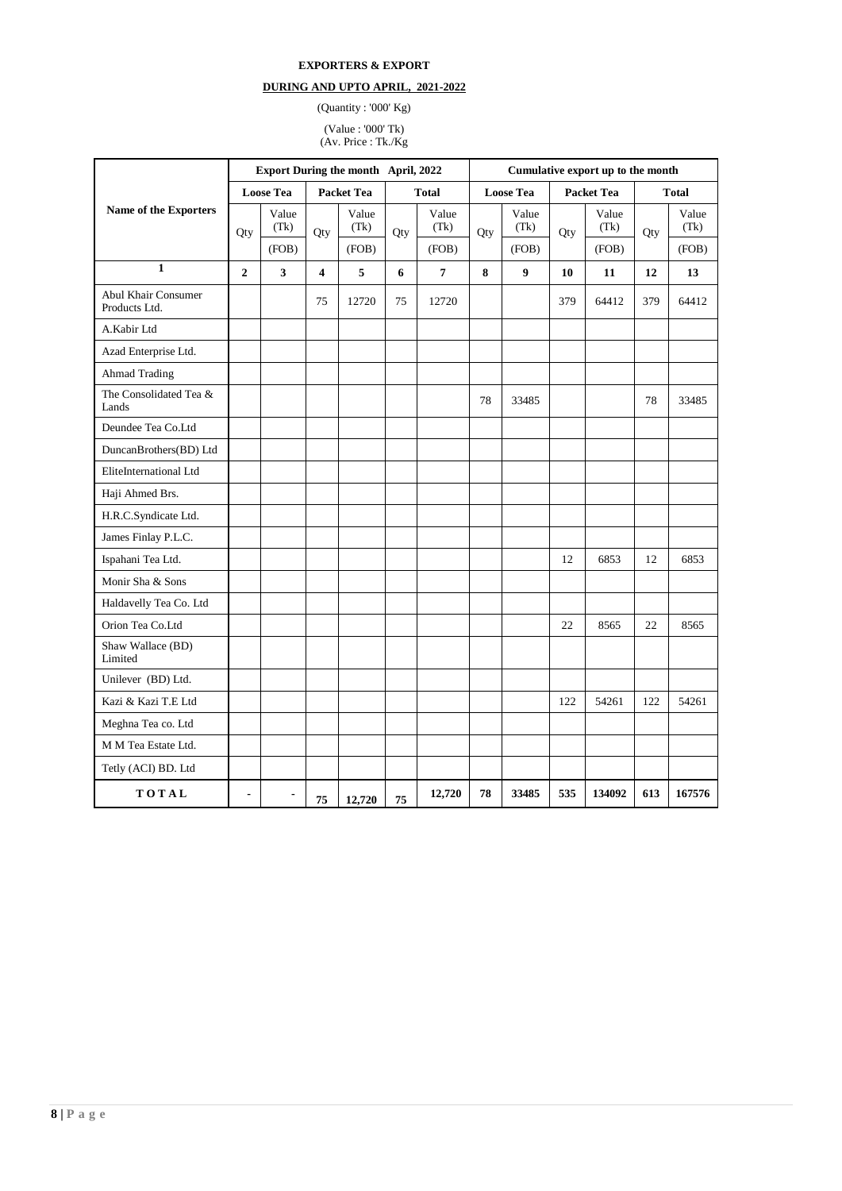**EXPORTERS & EXPORT**

**DURING AND UPTO APRIL, 2021-2022**

(Quantity : '000' Kg)

(Value : '000' Tk)
(Av. Price : Tk./Kg

| Name of the Exporters | Export During the month April, 2022 | | | | | | Cumulative export up to the month | | | | | |
|---|---|---|---|---|---|---|---|---|---|---|---|---|
| | Loose Tea | | Packet Tea | | Total | | Loose Tea | | Packet Tea | | Total | |
| | Qty | Value (Tk) (FOB) | Qty | Value (Tk) (FOB) | Qty | Value (Tk) (FOB) | Qty | Value (Tk) (FOB) | Qty | Value (Tk) (FOB) | Qty | Value (Tk) (FOB) |
| **1** | **2** | **3** | **4** | **5** | **6** | **7** | **8** | **9** | **10** | **11** | **12** | **13** |
| Abul Khair Consumer Products Ltd. | | | 75 | 12720 | 75 | 12720 | | | 379 | 64412 | 379 | 64412 |
| A.Kabir Ltd | | | | | | | | | | | | |
| Azad Enterprise Ltd. | | | | | | | | | | | | |
| Ahmad Trading | | | | | | | | | | | | |
| The Consolidated Tea & Lands | | | | | | | 78 | 33485 | | | 78 | 33485 |
| Deundee Tea Co.Ltd | | | | | | | | | | | | |
| DuncanBrothers(BD) Ltd | | | | | | | | | | | | |
| EliteInternational Ltd | | | | | | | | | | | | |
| Haji Ahmed Brs. | | | | | | | | | | | | |
| H.R.C.Syndicate Ltd. | | | | | | | | | | | | |
| James Finlay P.L.C. | | | | | | | | | | | | |
| Ispahani Tea Ltd. | | | | | | | | | 12 | 6853 | 12 | 6853 |
| Monir Sha & Sons | | | | | | | | | | | | |
| Haldavelly Tea Co. Ltd | | | | | | | | | | | | |
| Orion Tea Co.Ltd | | | | | | | | | 22 | 8565 | 22 | 8565 |
| Shaw Wallace (BD) Limited | | | | | | | | | | | | |
| Unilever (BD) Ltd. | | | | | | | | | | | | |
| Kazi & Kazi T.E Ltd | | | | | | | | | 122 | 54261 | 122 | 54261 |
| Meghna Tea co. Ltd | | | | | | | | | | | | |
| M M Tea Estate Ltd. | | | | | | | | | | | | |
| Tetly (ACI) BD. Ltd | | | | | | | | | | | | |
| **TOTAL** | **-** | **-** | **75** | **12,720** | **75** | **12,720** | **78** | **33485** | **535** | **134092** | **613** | **167576** |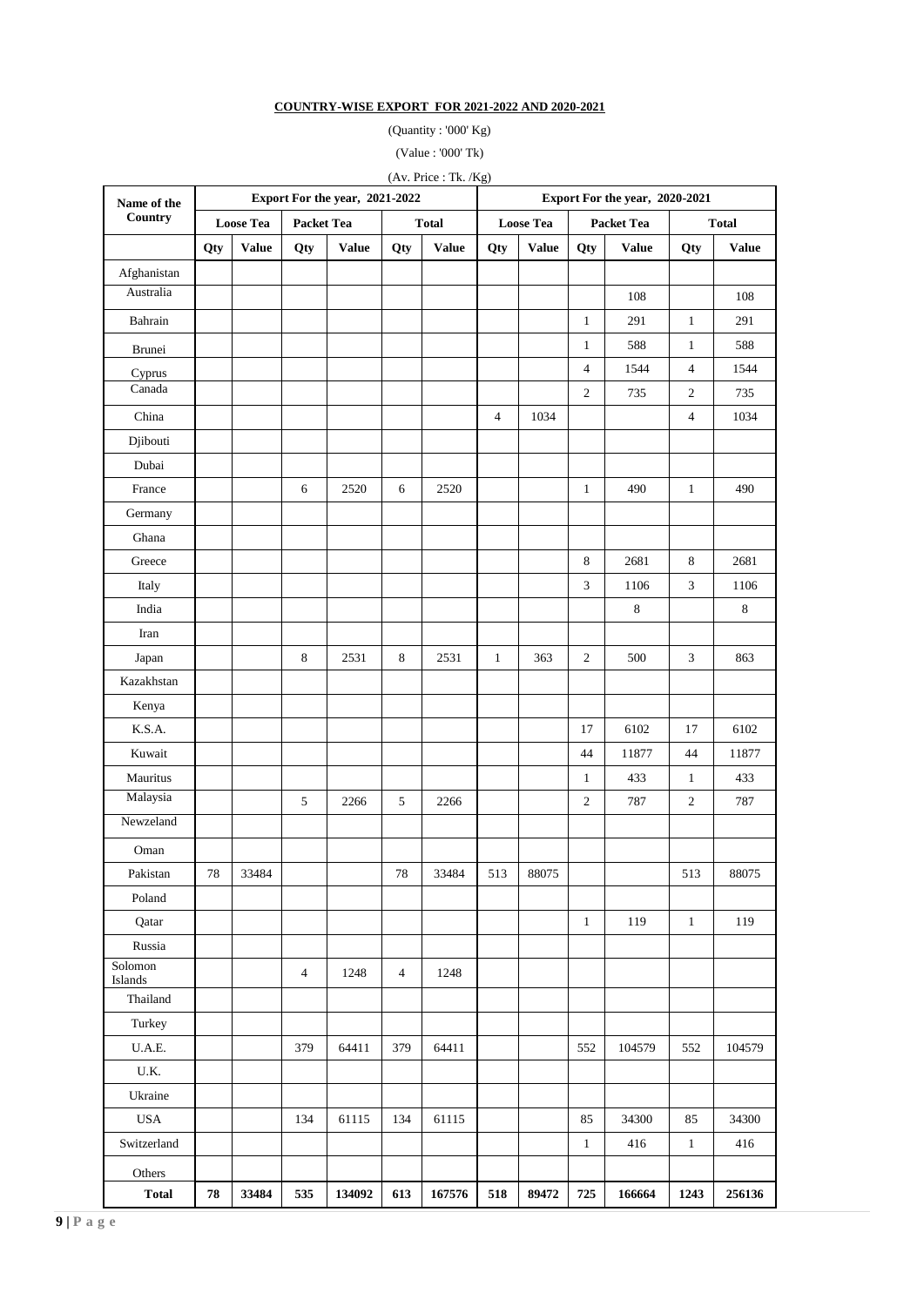**COUNTRY-WISE EXPORT FOR 2021-2022 AND 2020-2021**

(Quantity : '000' Kg)

(Value : '000' Tk)

(Av. Price : Tk. /Kg)

| Name of the Country | Export For the year, 2021-2022 | | | | | | Export For the year, 2020-2021 | | | | | |
|---|---|---|---|---|---|---|---|---|---|---|---|---|
| | Loose Tea | | Packet Tea | | Total | | Loose Tea | | Packet Tea | | Total | |
| | Qty | Value | Qty | Value | Qty | Value | Qty | Value | Qty | Value | Qty | Value |
| Afghanistan | | | | | | | | | | | | |
| Australia | | | | | | | | | | 108 | | 108 |
| Bahrain | | | | | | | | | 1 | 291 | 1 | 291 |
| Brunei | | | | | | | | | 1 | 588 | 1 | 588 |
| Cyprus | | | | | | | | | 4 | 1544 | 4 | 1544 |
| Canada | | | | | | | | | 2 | 735 | 2 | 735 |
| China | | | | | | | 4 | 1034 | | | 4 | 1034 |
| Djibouti | | | | | | | | | | | | |
| Dubai | | | | | | | | | | | | |
| France | | | 6 | 2520 | 6 | 2520 | | | 1 | 490 | 1 | 490 |
| Germany | | | | | | | | | | | | |
| Ghana | | | | | | | | | | | | |
| Greece | | | | | | | | | 8 | 2681 | 8 | 2681 |
| Italy | | | | | | | | | 3 | 1106 | 3 | 1106 |
| India | | | | | | | | | | 8 | | 8 |
| Iran | | | | | | | | | | | | |
| Japan | | | 8 | 2531 | 8 | 2531 | 1 | 363 | 2 | 500 | 3 | 863 |
| Kazakhstan | | | | | | | | | | | | |
| Kenya | | | | | | | | | | | | |
| K.S.A. | | | | | | | | | 17 | 6102 | 17 | 6102 |
| Kuwait | | | | | | | | | 44 | 11877 | 44 | 11877 |
| Mauritus | | | | | | | | | 1 | 433 | 1 | 433 |
| Malaysia | | | 5 | 2266 | 5 | 2266 | | | 2 | 787 | 2 | 787 |
| Newzeland | | | | | | | | | | | | |
| Oman | | | | | | | | | | | | |
| Pakistan | 78 | 33484 | | | 78 | 33484 | 513 | 88075 | | | 513 | 88075 |
| Poland | | | | | | | | | | | | |
| Qatar | | | | | | | | | 1 | 119 | 1 | 119 |
| Russia | | | | | | | | | | | | |
| Solomon Islands | | | 4 | 1248 | 4 | 1248 | | | | | | |
| Thailand | | | | | | | | | | | | |
| Turkey | | | | | | | | | | | | |
| U.A.E. | | | 379 | 64411 | 379 | 64411 | | | 552 | 104579 | 552 | 104579 |
| U.K. | | | | | | | | | | | | |
| Ukraine | | | | | | | | | | | | |
| USA | | | 134 | 61115 | 134 | 61115 | | | 85 | 34300 | 85 | 34300 |
| Switzerland | | | | | | | | | 1 | 416 | 1 | 416 |
| Others | | | | | | | | | | | | |
| **Total** | **78** | **33484** | **535** | **134092** | **613** | **167576** | **518** | **89472** | **725** | **166664** | **1243** | **256136** |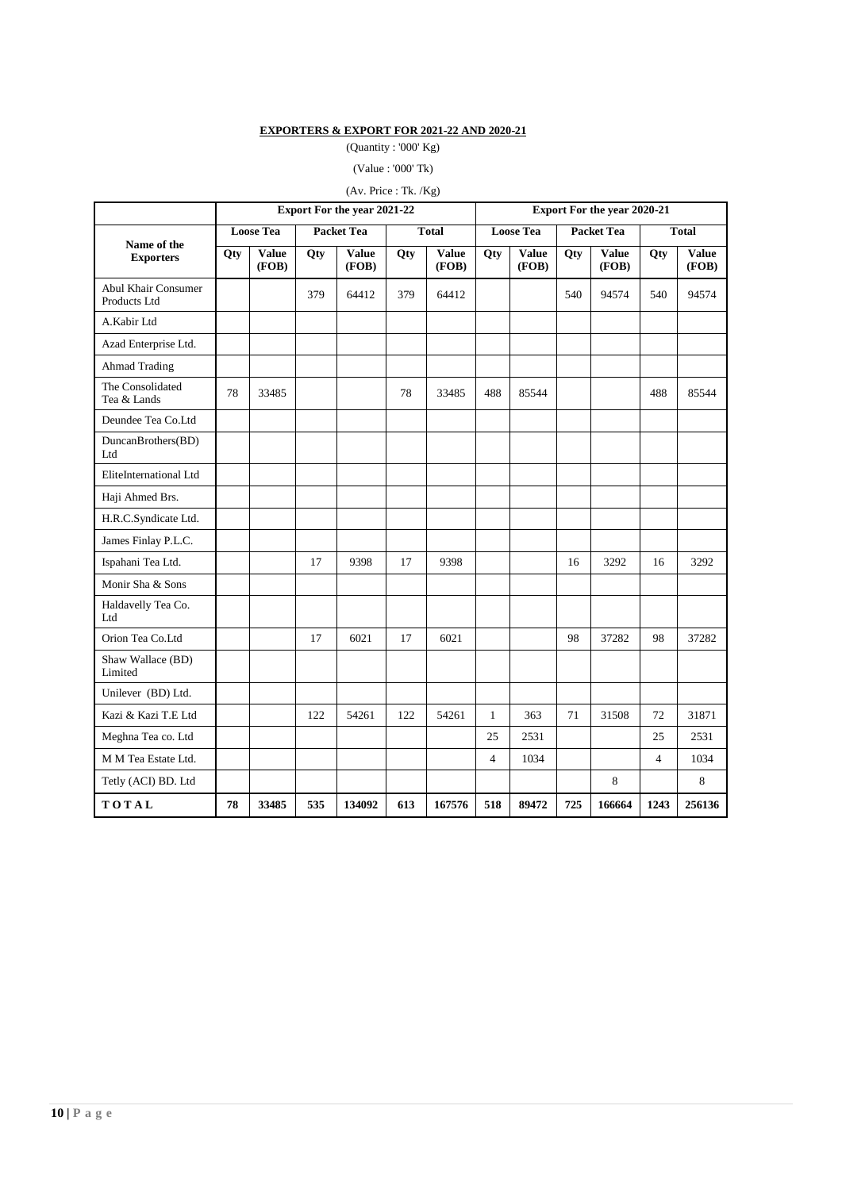**EXPORTERS & EXPORT FOR 2021-22 AND 2020-21**

(Quantity : '000' Kg)

(Value : '000' Tk)

(Av. Price : Tk. /Kg)

| Name of the Exporters | Export For the year 2021-22 | | | | | | Export For the year 2020-21 | | | | | |
|---|---|---|---|---|---|---|---|---|---|---|---|---|
| | Loose Tea | | Packet Tea | | Total | | Loose Tea | | Packet Tea | | Total | |
| | Qty | Value (FOB) | Qty | Value (FOB) | Qty | Value (FOB) | Qty | Value (FOB) | Qty | Value (FOB) | Qty | Value (FOB) |
| Abul Khair Consumer Products Ltd | | | 379 | 64412 | 379 | 64412 | | | 540 | 94574 | 540 | 94574 |
| A.Kabir Ltd | | | | | | | | | | | | |
| Azad Enterprise Ltd. | | | | | | | | | | | | |
| Ahmad Trading | | | | | | | | | | | | |
| The Consolidated Tea & Lands | 78 | 33485 | | | 78 | 33485 | 488 | 85544 | | | 488 | 85544 |
| Deundee Tea Co.Ltd | | | | | | | | | | | | |
| DuncanBrothers(BD) Ltd | | | | | | | | | | | | |
| EliteInternational Ltd | | | | | | | | | | | | |
| Haji Ahmed Brs. | | | | | | | | | | | | |
| H.R.C.Syndicate Ltd. | | | | | | | | | | | | |
| James Finlay P.L.C. | | | | | | | | | | | | |
| Ispahani Tea Ltd. | | | 17 | 9398 | 17 | 9398 | | | 16 | 3292 | 16 | 3292 |
| Monir Sha & Sons | | | | | | | | | | | | |
| Haldavelly Tea Co. Ltd | | | | | | | | | | | | |
| Orion Tea Co.Ltd | | | 17 | 6021 | 17 | 6021 | | | 98 | 37282 | 98 | 37282 |
| Shaw Wallace (BD) Limited | | | | | | | | | | | | |
| Unilever (BD) Ltd. | | | | | | | | | | | | |
| Kazi & Kazi T.E Ltd | | | 122 | 54261 | 122 | 54261 | 1 | 363 | 71 | 31508 | 72 | 31871 |
| Meghna Tea co. Ltd | | | | | | | 25 | 2531 | | | 25 | 2531 |
| M M Tea Estate Ltd. | | | | | | | 4 | 1034 | | | 4 | 1034 |
| Tetly (ACI) BD. Ltd | | | | | | | | | | 8 | | 8 |
| **TOTAL** | **78** | **33485** | **535** | **134092** | **613** | **167576** | **518** | **89472** | **725** | **166664** | **1243** | **256136** |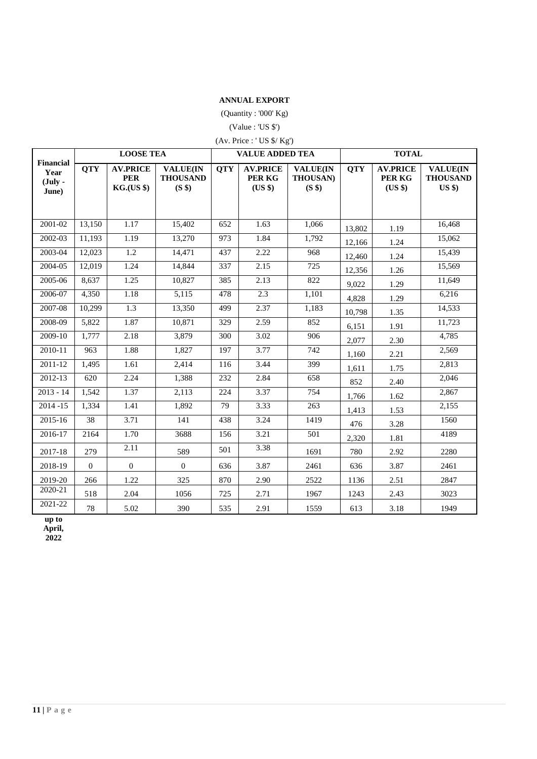**ANNUAL EXPORT**

(Quantity : '000' Kg)

(Value : 'US $')

(Av. Price : ' US $/ Kg')

| Financial Year (July - June) | LOOSE TEA | | | VALUE ADDED TEA | | | TOTAL | | |
|---|---|---|---|---|---|---|---|---|---|
| | QTY | AV.PRICE PER KG.(US $) | VALUE(IN THOUSAND (S $) | QTY | AV.PRICE PER KG (US $) | VALUE(IN THOUSAN) (S $) | QTY | AV.PRICE PER KG (US $) | VALUE(IN THOUSAND US $) |
| 2001-02 | 13,150 | 1.17 | 15,402 | 652 | 1.63 | 1,066 | 13,802 | 1.19 | 16,468 |
| 2002-03 | 11,193 | 1.19 | 13,270 | 973 | 1.84 | 1,792 | 12,166 | 1.24 | 15,062 |
| 2003-04 | 12,023 | 1.2 | 14,471 | 437 | 2.22 | 968 | 12,460 | 1.24 | 15,439 |
| 2004-05 | 12,019 | 1.24 | 14,844 | 337 | 2.15 | 725 | 12,356 | 1.26 | 15,569 |
| 2005-06 | 8,637 | 1.25 | 10,827 | 385 | 2.13 | 822 | 9,022 | 1.29 | 11,649 |
| 2006-07 | 4,350 | 1.18 | 5,115 | 478 | 2.3 | 1,101 | 4,828 | 1.29 | 6,216 |
| 2007-08 | 10,299 | 1.3 | 13,350 | 499 | 2.37 | 1,183 | 10,798 | 1.35 | 14,533 |
| 2008-09 | 5,822 | 1.87 | 10,871 | 329 | 2.59 | 852 | 6,151 | 1.91 | 11,723 |
| 2009-10 | 1,777 | 2.18 | 3,879 | 300 | 3.02 | 906 | 2,077 | 2.30 | 4,785 |
| 2010-11 | 963 | 1.88 | 1,827 | 197 | 3.77 | 742 | 1,160 | 2.21 | 2,569 |
| 2011-12 | 1,495 | 1.61 | 2,414 | 116 | 3.44 | 399 | 1,611 | 1.75 | 2,813 |
| 2012-13 | 620 | 2.24 | 1,388 | 232 | 2.84 | 658 | 852 | 2.40 | 2,046 |
| 2013 - 14 | 1,542 | 1.37 | 2,113 | 224 | 3.37 | 754 | 1,766 | 1.62 | 2,867 |
| 2014 -15 | 1,334 | 1.41 | 1,892 | 79 | 3.33 | 263 | 1,413 | 1.53 | 2,155 |
| 2015-16 | 38 | 3.71 | 141 | 438 | 3.24 | 1419 | 476 | 3.28 | 1560 |
| 2016-17 | 2164 | 1.70 | 3688 | 156 | 3.21 | 501 | 2,320 | 1.81 | 4189 |
| 2017-18 | 279 | 2.11 | 589 | 501 | 3.38 | 1691 | 780 | 2.92 | 2280 |
| 2018-19 | 0 | 0 | 0 | 636 | 3.87 | 2461 | 636 | 3.87 | 2461 |
| 2019-20 | 266 | 1.22 | 325 | 870 | 2.90 | 2522 | 1136 | 2.51 | 2847 |
| 2020-21 | 518 | 2.04 | 1056 | 725 | 2.71 | 1967 | 1243 | 2.43 | 3023 |
| 2021-22 | 78 | 5.02 | 390 | 535 | 2.91 | 1559 | 613 | 3.18 | 1949 |

**up to April, 2022**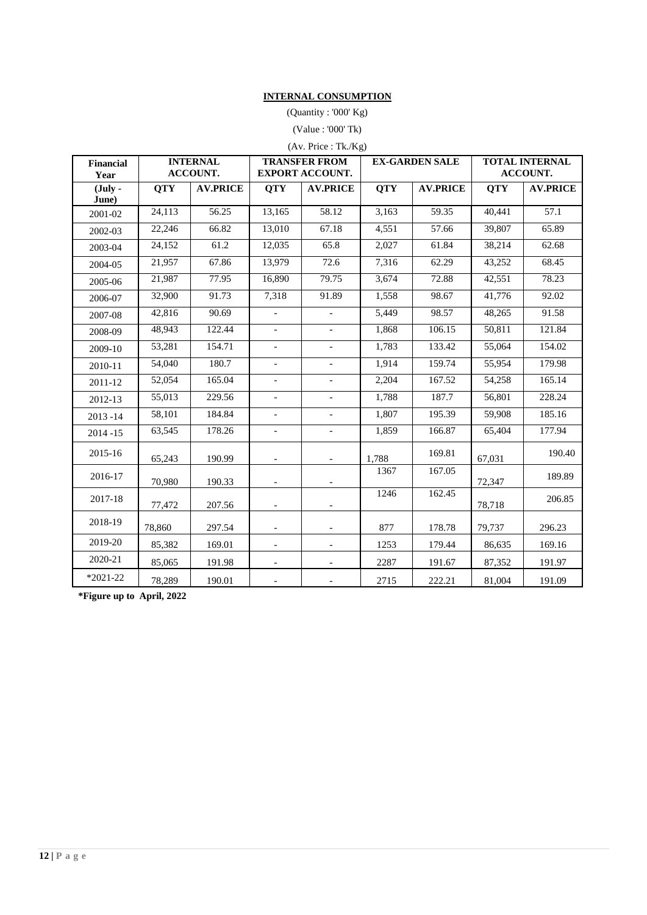## INTERNAL CONSUMPTION

(Quantity : '000' Kg)

(Value : '000' Tk)

(Av. Price : Tk./Kg)

| Financial Year | INTERNAL ACCOUNT. | | TRANSFER FROM EXPORT ACCOUNT. | | EX-GARDEN SALE | | TOTAL INTERNAL ACCOUNT. | |
|---|---|---|---|---|---|---|---|---|
| (July - June) | QTY | AV.PRICE | QTY | AV.PRICE | QTY | AV.PRICE | QTY | AV.PRICE |
| 2001-02 | 24,113 | 56.25 | 13,165 | 58.12 | 3,163 | 59.35 | 40,441 | 57.1 |
| 2002-03 | 22,246 | 66.82 | 13,010 | 67.18 | 4,551 | 57.66 | 39,807 | 65.89 |
| 2003-04 | 24,152 | 61.2 | 12,035 | 65.8 | 2,027 | 61.84 | 38,214 | 62.68 |
| 2004-05 | 21,957 | 67.86 | 13,979 | 72.6 | 7,316 | 62.29 | 43,252 | 68.45 |
| 2005-06 | 21,987 | 77.95 | 16,890 | 79.75 | 3,674 | 72.88 | 42,551 | 78.23 |
| 2006-07 | 32,900 | 91.73 | 7,318 | 91.89 | 1,558 | 98.67 | 41,776 | 92.02 |
| 2007-08 | 42,816 | 90.69 | - | - | 5,449 | 98.57 | 48,265 | 91.58 |
| 2008-09 | 48,943 | 122.44 | - | - | 1,868 | 106.15 | 50,811 | 121.84 |
| 2009-10 | 53,281 | 154.71 | - | - | 1,783 | 133.42 | 55,064 | 154.02 |
| 2010-11 | 54,040 | 180.7 | - | - | 1,914 | 159.74 | 55,954 | 179.98 |
| 2011-12 | 52,054 | 165.04 | - | - | 2,204 | 167.52 | 54,258 | 165.14 |
| 2012-13 | 55,013 | 229.56 | - | - | 1,788 | 187.7 | 56,801 | 228.24 |
| 2013 -14 | 58,101 | 184.84 | - | - | 1,807 | 195.39 | 59,908 | 185.16 |
| 2014 -15 | 63,545 | 178.26 | - | - | 1,859 | 166.87 | 65,404 | 177.94 |
| 2015-16 | 65,243 | 190.99 | - | - | 1,788 | 169.81 | 67,031 | 190.40 |
| 2016-17 | 70,980 | 190.33 | - | - | 1367 | 167.05 | 72,347 | 189.89 |
| 2017-18 | 77,472 | 207.56 | - | - | 1246 | 162.45 | 78,718 | 206.85 |
| 2018-19 | 78,860 | 297.54 | - | - | 877 | 178.78 | 79,737 | 296.23 |
| 2019-20 | 85,382 | 169.01 | - | - | 1253 | 179.44 | 86,635 | 169.16 |
| 2020-21 | 85,065 | 191.98 | - | - | 2287 | 191.67 | 87,352 | 191.97 |
| *2021-22 | 78,289 | 190.01 | - | - | 2715 | 222.21 | 81,004 | 191.09 |

**\*Figure up to April, 2022**